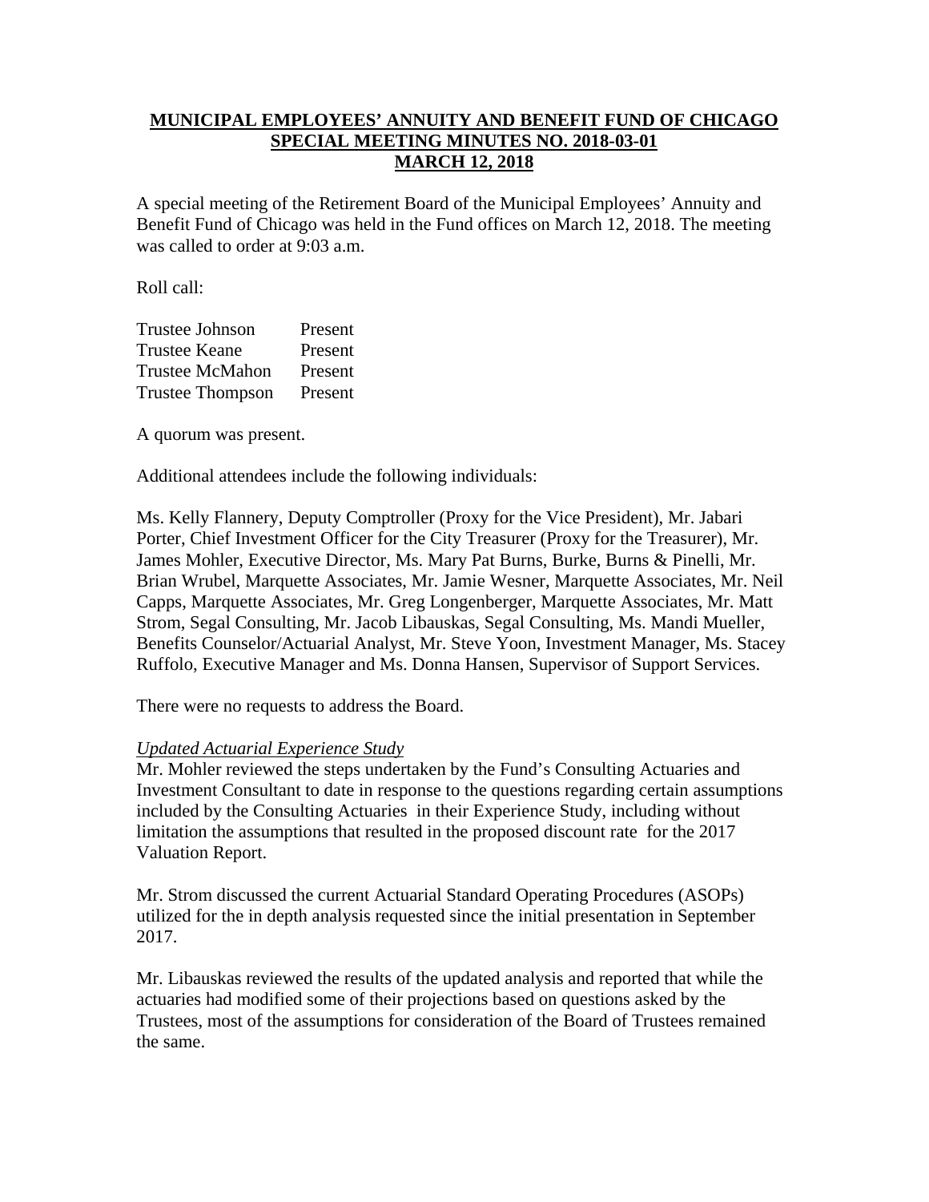**MUNICIPAL EMPLOYEES' ANNUITY AND BENEFIT FUND OF CHICAGO**
**SPECIAL MEETING MINUTES NO. 2018-03-01**
**MARCH 12, 2018**

A special meeting of the Retirement Board of the Municipal Employees' Annuity and Benefit Fund of Chicago was held in the Fund offices on March 12, 2018. The meeting was called to order at 9:03 a.m.

Roll call:

| | |
|---|---|
| Trustee Johnson | Present |
| Trustee Keane | Present |
| Trustee McMahon | Present |
| Trustee Thompson | Present |

A quorum was present.

Additional attendees include the following individuals:

Ms. Kelly Flannery, Deputy Comptroller (Proxy for the Vice President), Mr. Jabari Porter, Chief Investment Officer for the City Treasurer (Proxy for the Treasurer), Mr. James Mohler, Executive Director, Ms. Mary Pat Burns, Burke, Burns & Pinelli, Mr. Brian Wrubel, Marquette Associates, Mr. Jamie Wesner, Marquette Associates, Mr. Neil Capps, Marquette Associates, Mr. Greg Longenberger, Marquette Associates, Mr. Matt Strom, Segal Consulting, Mr. Jacob Libauskas, Segal Consulting, Ms. Mandi Mueller, Benefits Counselor/Actuarial Analyst, Mr. Steve Yoon, Investment Manager, Ms. Stacey Ruffolo, Executive Manager and Ms. Donna Hansen, Supervisor of Support Services.

There were no requests to address the Board.

*Updated Actuarial Experience Study*

Mr. Mohler reviewed the steps undertaken by the Fund's Consulting Actuaries and Investment Consultant to date in response to the questions regarding certain assumptions included by the Consulting Actuaries in their Experience Study, including without limitation the assumptions that resulted in the proposed discount rate for the 2017 Valuation Report.

Mr. Strom discussed the current Actuarial Standard Operating Procedures (ASOPs) utilized for the in depth analysis requested since the initial presentation in September 2017.

Mr. Libauskas reviewed the results of the updated analysis and reported that while the actuaries had modified some of their projections based on questions asked by the Trustees, most of the assumptions for consideration of the Board of Trustees remained the same.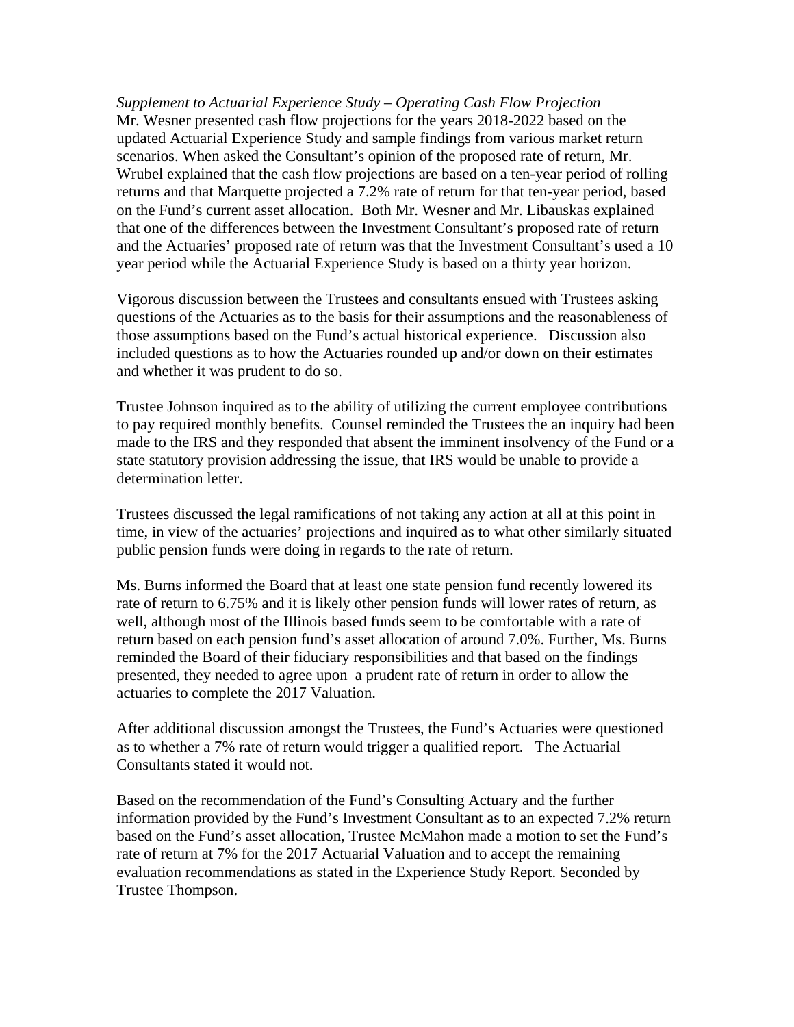*Supplement to Actuarial Experience Study – Operating Cash Flow Projection*

Mr. Wesner presented cash flow projections for the years 2018-2022 based on the updated Actuarial Experience Study and sample findings from various market return scenarios. When asked the Consultant's opinion of the proposed rate of return, Mr. Wrubel explained that the cash flow projections are based on a ten-year period of rolling returns and that Marquette projected a 7.2% rate of return for that ten-year period, based on the Fund's current asset allocation. Both Mr. Wesner and Mr. Libauskas explained that one of the differences between the Investment Consultant's proposed rate of return and the Actuaries' proposed rate of return was that the Investment Consultant's used a 10 year period while the Actuarial Experience Study is based on a thirty year horizon.

Vigorous discussion between the Trustees and consultants ensued with Trustees asking questions of the Actuaries as to the basis for their assumptions and the reasonableness of those assumptions based on the Fund's actual historical experience. Discussion also included questions as to how the Actuaries rounded up and/or down on their estimates and whether it was prudent to do so.

Trustee Johnson inquired as to the ability of utilizing the current employee contributions to pay required monthly benefits. Counsel reminded the Trustees the an inquiry had been made to the IRS and they responded that absent the imminent insolvency of the Fund or a state statutory provision addressing the issue, that IRS would be unable to provide a determination letter.

Trustees discussed the legal ramifications of not taking any action at all at this point in time, in view of the actuaries' projections and inquired as to what other similarly situated public pension funds were doing in regards to the rate of return.

Ms. Burns informed the Board that at least one state pension fund recently lowered its rate of return to 6.75% and it is likely other pension funds will lower rates of return, as well, although most of the Illinois based funds seem to be comfortable with a rate of return based on each pension fund's asset allocation of around 7.0%. Further, Ms. Burns reminded the Board of their fiduciary responsibilities and that based on the findings presented, they needed to agree upon a prudent rate of return in order to allow the actuaries to complete the 2017 Valuation.

After additional discussion amongst the Trustees, the Fund's Actuaries were questioned as to whether a 7% rate of return would trigger a qualified report. The Actuarial Consultants stated it would not.

Based on the recommendation of the Fund's Consulting Actuary and the further information provided by the Fund's Investment Consultant as to an expected 7.2% return based on the Fund's asset allocation, Trustee McMahon made a motion to set the Fund's rate of return at 7% for the 2017 Actuarial Valuation and to accept the remaining evaluation recommendations as stated in the Experience Study Report. Seconded by Trustee Thompson.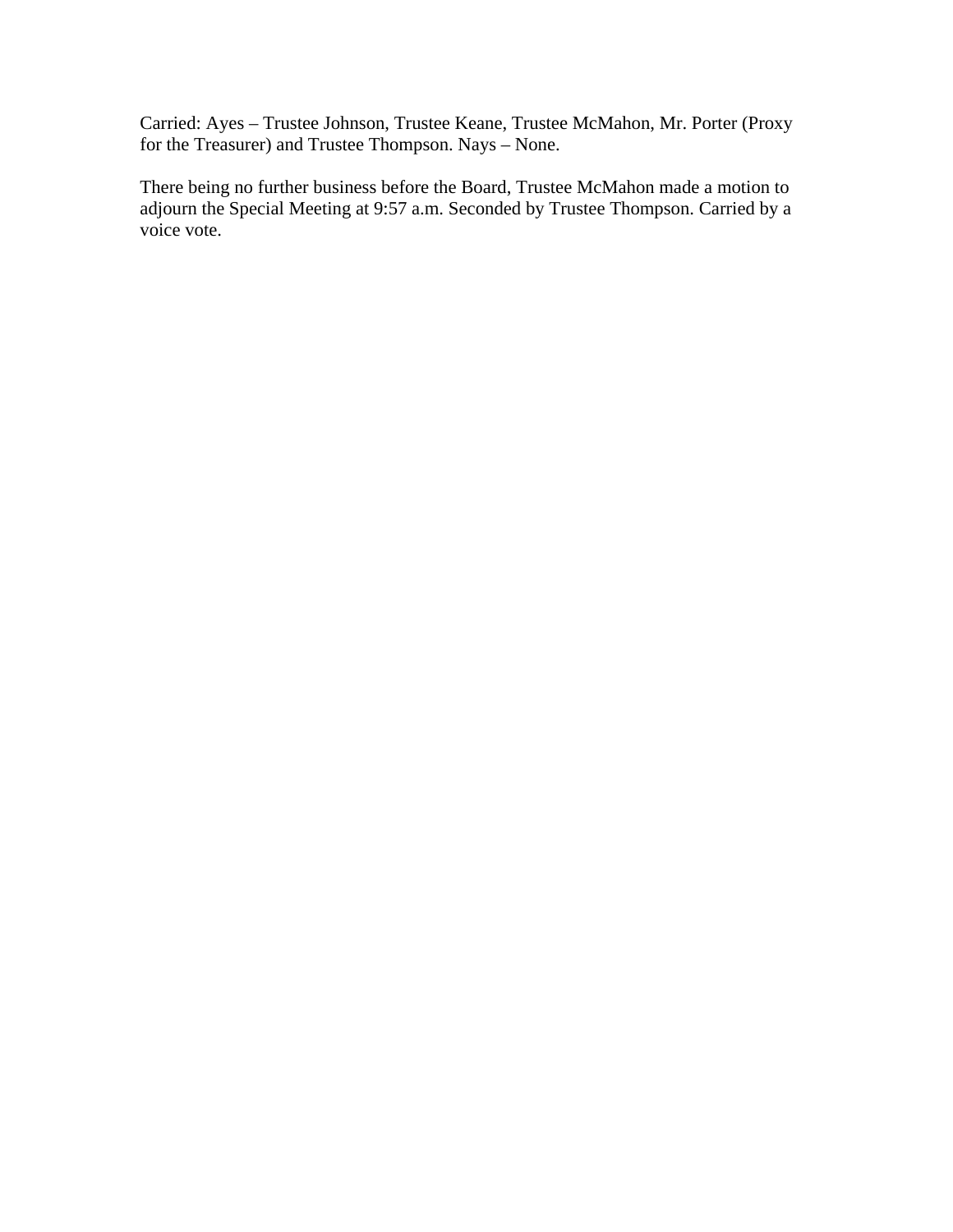Carried: Ayes – Trustee Johnson, Trustee Keane, Trustee McMahon, Mr. Porter (Proxy for the Treasurer) and Trustee Thompson. Nays – None.

There being no further business before the Board, Trustee McMahon made a motion to adjourn the Special Meeting at 9:57 a.m. Seconded by Trustee Thompson. Carried by a voice vote.